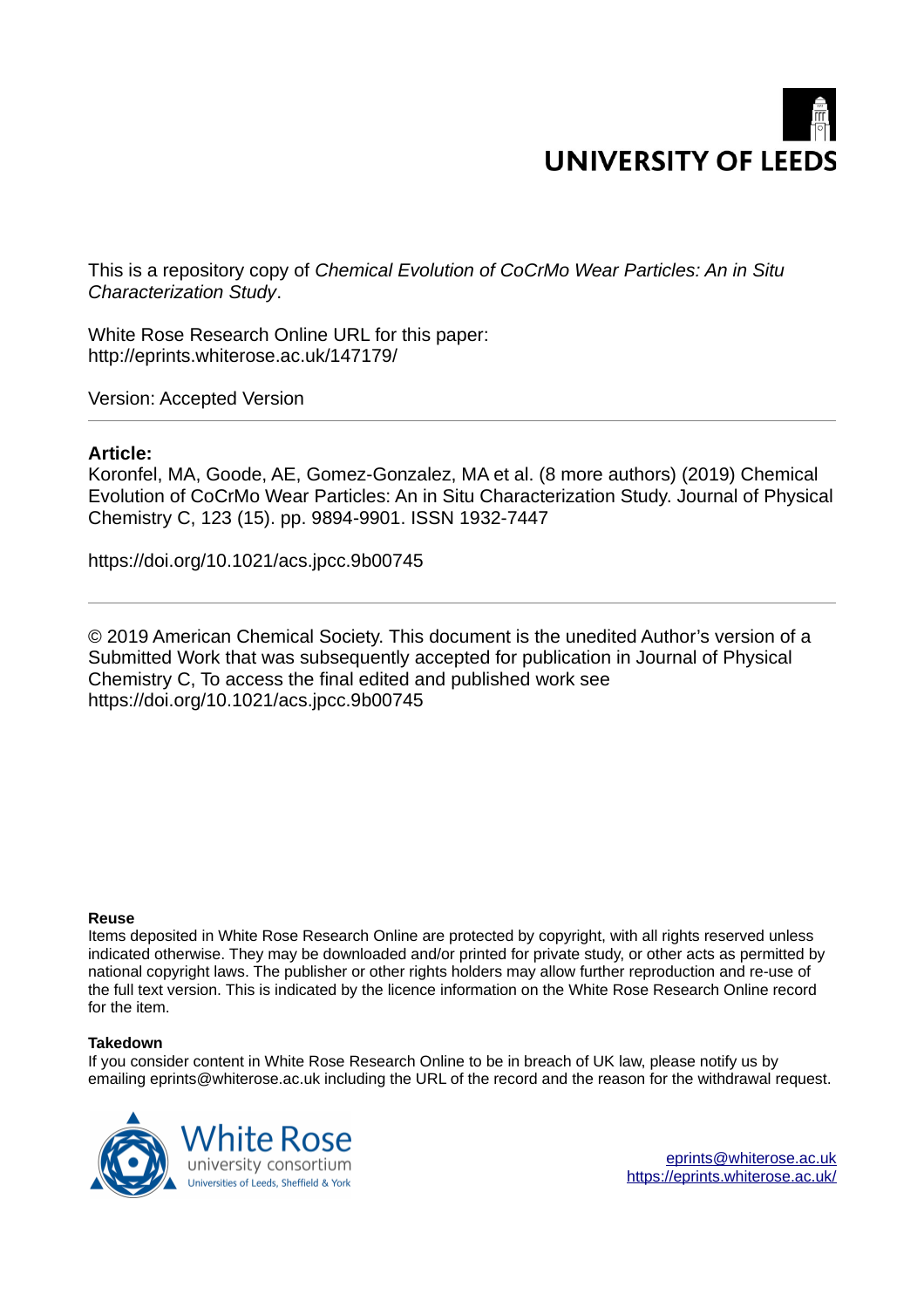UNIVERSITY OF LEEDS

This is a repository copy of *Chemical Evolution of CoCrMo Wear Particles: An in Situ Characterization Study*.

White Rose Research Online URL for this paper:
http://eprints.whiterose.ac.uk/147179/

Version: Accepted Version

---

**Article:**

Koronfel, MA, Goode, AE, Gomez-Gonzalez, MA et al. (8 more authors) (2019) Chemical Evolution of CoCrMo Wear Particles: An in Situ Characterization Study. Journal of Physical Chemistry C, 123 (15). pp. 9894-9901. ISSN 1932-7447

https://doi.org/10.1021/acs.jpcc.9b00745

---

© 2019 American Chemical Society. This document is the unedited Author's version of a Submitted Work that was subsequently accepted for publication in Journal of Physical Chemistry C, To access the final edited and published work see https://doi.org/10.1021/acs.jpcc.9b00745

**Reuse**

Items deposited in White Rose Research Online are protected by copyright, with all rights reserved unless indicated otherwise. They may be downloaded and/or printed for private study, or other acts as permitted by national copyright laws. The publisher or other rights holders may allow further reproduction and re-use of the full text version. This is indicated by the licence information on the White Rose Research Online record for the item.

**Takedown**

If you consider content in White Rose Research Online to be in breach of UK law, please notify us by emailing eprints@whiterose.ac.uk including the URL of the record and the reason for the withdrawal request.

White Rose
university consortium
Universities of Leeds, Sheffield & York

eprints@whiterose.ac.uk
https://eprints.whiterose.ac.uk/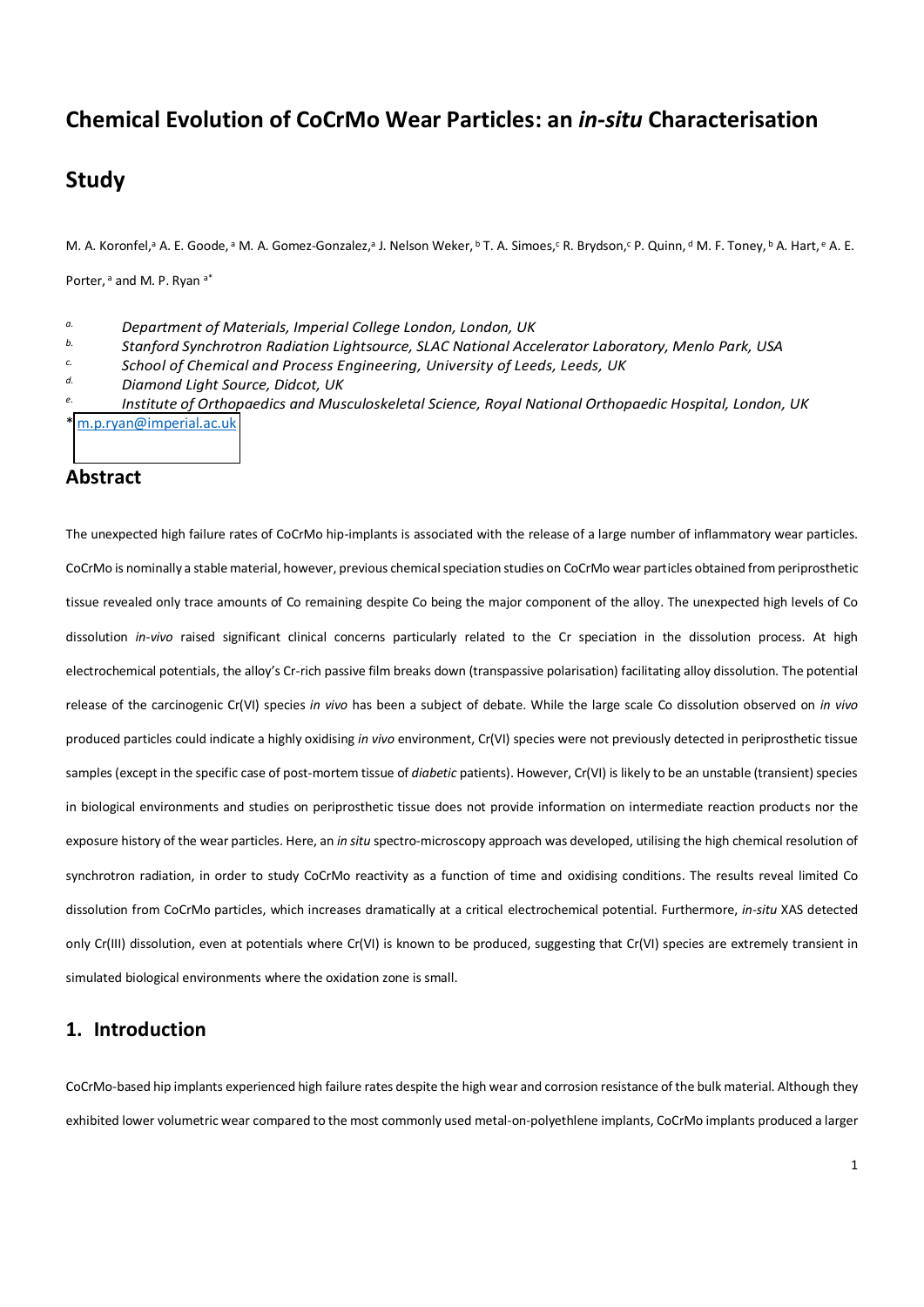# Chemical Evolution of CoCrMo Wear Particles: an *in-situ* Characterisation Study

M. A. Koronfel,[a] A. E. Goode,[a] M. A. Gomez-Gonzalez,[a] J. Nelson Weker,[b] T. A. Simoes,[c] R. Brydson,[c] P. Quinn,[d] M. F. Toney,[b] A. Hart,[e] A. E. Porter,[a] and M. P. Ryan[a*]

[a] *Department of Materials, Imperial College London, London, UK*

[b] *Stanford Synchrotron Radiation Lightsource, SLAC National Accelerator Laboratory, Menlo Park, USA*

[c] *School of Chemical and Process Engineering, University of Leeds, Leeds, UK*

[d] *Diamond Light Source, Didcot, UK*

[e] *Institute of Orthopaedics and Musculoskeletal Science, Royal National Orthopaedic Hospital, London, UK*

\* m.p.ryan@imperial.ac.uk

## Abstract

The unexpected high failure rates of CoCrMo hip-implants is associated with the release of a large number of inflammatory wear particles. CoCrMo is nominally a stable material, however, previous chemical speciation studies on CoCrMo wear particles obtained from periprosthetic tissue revealed only trace amounts of Co remaining despite Co being the major component of the alloy. The unexpected high levels of Co dissolution *in-vivo* raised significant clinical concerns particularly related to the Cr speciation in the dissolution process. At high electrochemical potentials, the alloy's Cr-rich passive film breaks down (transpassive polarisation) facilitating alloy dissolution. The potential release of the carcinogenic Cr(VI) species *in vivo* has been a subject of debate. While the large scale Co dissolution observed on *in vivo* produced particles could indicate a highly oxidising *in vivo* environment, Cr(VI) species were not previously detected in periprosthetic tissue samples (except in the specific case of post-mortem tissue of *diabetic* patients). However, Cr(VI) is likely to be an unstable (transient) species in biological environments and studies on periprosthetic tissue does not provide information on intermediate reaction products nor the exposure history of the wear particles. Here, an *in situ* spectro-microscopy approach was developed, utilising the high chemical resolution of synchrotron radiation, in order to study CoCrMo reactivity as a function of time and oxidising conditions. The results reveal limited Co dissolution from CoCrMo particles, which increases dramatically at a critical electrochemical potential. Furthermore, *in-situ* XAS detected only Cr(III) dissolution, even at potentials where Cr(VI) is known to be produced, suggesting that Cr(VI) species are extremely transient in simulated biological environments where the oxidation zone is small.

## 1. Introduction

CoCrMo-based hip implants experienced high failure rates despite the high wear and corrosion resistance of the bulk material. Although they exhibited lower volumetric wear compared to the most commonly used metal-on-polyethlene implants, CoCrMo implants produced a larger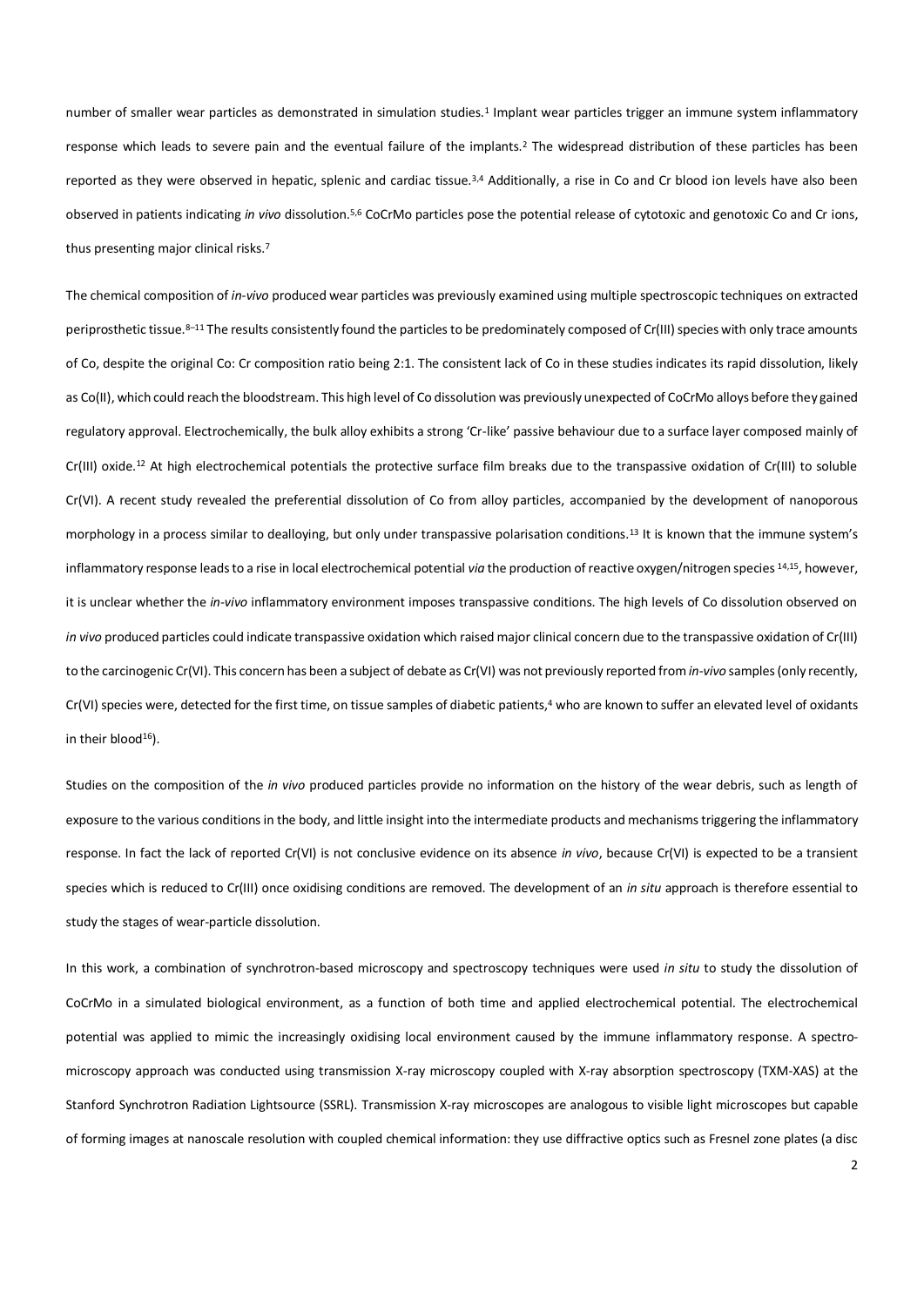number of smaller wear particles as demonstrated in simulation studies.[1] Implant wear particles trigger an immune system inflammatory response which leads to severe pain and the eventual failure of the implants.[2] The widespread distribution of these particles has been reported as they were observed in hepatic, splenic and cardiac tissue.[3,4] Additionally, a rise in Co and Cr blood ion levels have also been observed in patients indicating *in vivo* dissolution.[5,6] CoCrMo particles pose the potential release of cytotoxic and genotoxic Co and Cr ions, thus presenting major clinical risks.[7]

The chemical composition of *in-vivo* produced wear particles was previously examined using multiple spectroscopic techniques on extracted periprosthetic tissue.[8–11] The results consistently found the particles to be predominately composed of Cr(III) species with only trace amounts of Co, despite the original Co: Cr composition ratio being 2:1. The consistent lack of Co in these studies indicates its rapid dissolution, likely as Co(II), which could reach the bloodstream. This high level of Co dissolution was previously unexpected of CoCrMo alloys before they gained regulatory approval. Electrochemically, the bulk alloy exhibits a strong 'Cr-like' passive behaviour due to a surface layer composed mainly of Cr(III) oxide.[12] At high electrochemical potentials the protective surface film breaks due to the transpassive oxidation of Cr(III) to soluble Cr(VI). A recent study revealed the preferential dissolution of Co from alloy particles, accompanied by the development of nanoporous morphology in a process similar to dealloying, but only under transpassive polarisation conditions.[13] It is known that the immune system's inflammatory response leads to a rise in local electrochemical potential *via* the production of reactive oxygen/nitrogen species [14,15], however, it is unclear whether the *in-vivo* inflammatory environment imposes transpassive conditions. The high levels of Co dissolution observed on *in vivo* produced particles could indicate transpassive oxidation which raised major clinical concern due to the transpassive oxidation of Cr(III) to the carcinogenic Cr(VI). This concern has been a subject of debate as Cr(VI) was not previously reported from *in-vivo* samples (only recently, Cr(VI) species were, detected for the first time, on tissue samples of diabetic patients,[4] who are known to suffer an elevated level of oxidants in their blood[16]).

Studies on the composition of the *in vivo* produced particles provide no information on the history of the wear debris, such as length of exposure to the various conditions in the body, and little insight into the intermediate products and mechanisms triggering the inflammatory response. In fact the lack of reported Cr(VI) is not conclusive evidence on its absence *in vivo*, because Cr(VI) is expected to be a transient species which is reduced to Cr(III) once oxidising conditions are removed. The development of an *in situ* approach is therefore essential to study the stages of wear-particle dissolution.

In this work, a combination of synchrotron-based microscopy and spectroscopy techniques were used *in situ* to study the dissolution of CoCrMo in a simulated biological environment, as a function of both time and applied electrochemical potential. The electrochemical potential was applied to mimic the increasingly oxidising local environment caused by the immune inflammatory response. A spectro-microscopy approach was conducted using transmission X-ray microscopy coupled with X-ray absorption spectroscopy (TXM-XAS) at the Stanford Synchrotron Radiation Lightsource (SSRL). Transmission X-ray microscopes are analogous to visible light microscopes but capable of forming images at nanoscale resolution with coupled chemical information: they use diffractive optics such as Fresnel zone plates (a disc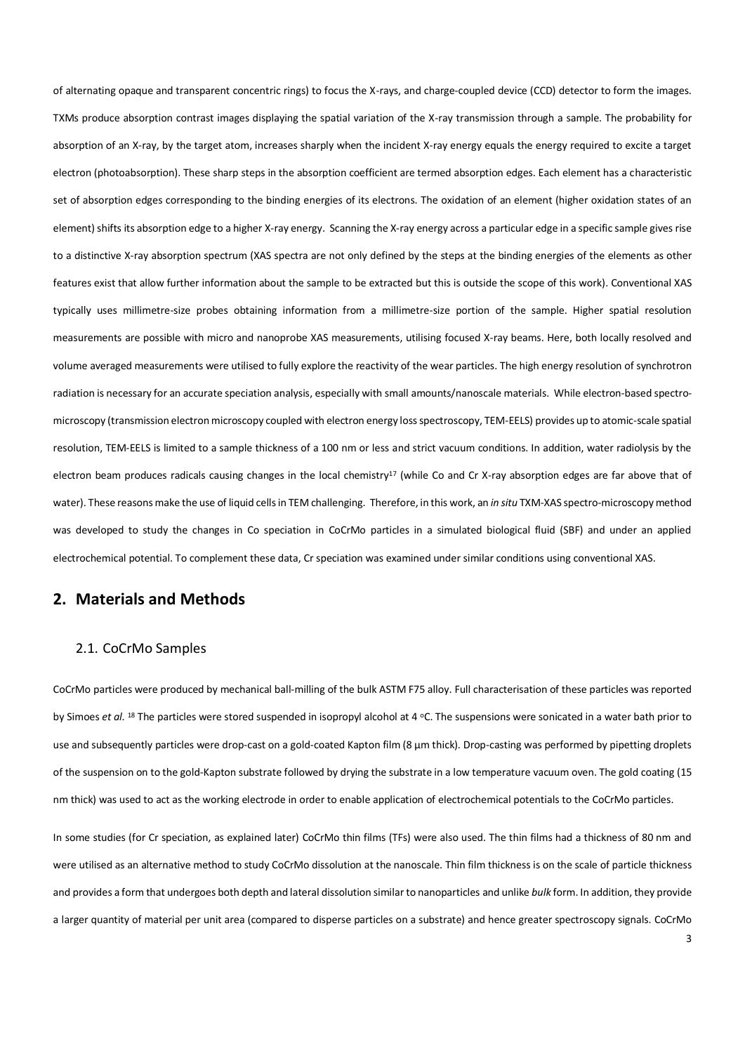of alternating opaque and transparent concentric rings) to focus the X-rays, and charge-coupled device (CCD) detector to form the images. TXMs produce absorption contrast images displaying the spatial variation of the X-ray transmission through a sample. The probability for absorption of an X-ray, by the target atom, increases sharply when the incident X-ray energy equals the energy required to excite a target electron (photoabsorption). These sharp steps in the absorption coefficient are termed absorption edges. Each element has a characteristic set of absorption edges corresponding to the binding energies of its electrons. The oxidation of an element (higher oxidation states of an element) shifts its absorption edge to a higher X-ray energy. Scanning the X-ray energy across a particular edge in a specific sample gives rise to a distinctive X-ray absorption spectrum (XAS spectra are not only defined by the steps at the binding energies of the elements as other features exist that allow further information about the sample to be extracted but this is outside the scope of this work). Conventional XAS typically uses millimetre-size probes obtaining information from a millimetre-size portion of the sample. Higher spatial resolution measurements are possible with micro and nanoprobe XAS measurements, utilising focused X-ray beams. Here, both locally resolved and volume averaged measurements were utilised to fully explore the reactivity of the wear particles. The high energy resolution of synchrotron radiation is necessary for an accurate speciation analysis, especially with small amounts/nanoscale materials. While electron-based spectro-microscopy (transmission electron microscopy coupled with electron energy loss spectroscopy, TEM-EELS) provides up to atomic-scale spatial resolution, TEM-EELS is limited to a sample thickness of a 100 nm or less and strict vacuum conditions. In addition, water radiolysis by the electron beam produces radicals causing changes in the local chemistry[17] (while Co and Cr X-ray absorption edges are far above that of water). These reasons make the use of liquid cells in TEM challenging. Therefore, in this work, an *in situ* TXM-XAS spectro-microscopy method was developed to study the changes in Co speciation in CoCrMo particles in a simulated biological fluid (SBF) and under an applied electrochemical potential. To complement these data, Cr speciation was examined under similar conditions using conventional XAS.

## 2. Materials and Methods

### 2.1. CoCrMo Samples

CoCrMo particles were produced by mechanical ball-milling of the bulk ASTM F75 alloy. Full characterisation of these particles was reported by Simoes *et al.* [18] The particles were stored suspended in isopropyl alcohol at 4 °C. The suspensions were sonicated in a water bath prior to use and subsequently particles were drop-cast on a gold-coated Kapton film (8 µm thick). Drop-casting was performed by pipetting droplets of the suspension on to the gold-Kapton substrate followed by drying the substrate in a low temperature vacuum oven. The gold coating (15 nm thick) was used to act as the working electrode in order to enable application of electrochemical potentials to the CoCrMo particles.

In some studies (for Cr speciation, as explained later) CoCrMo thin films (TFs) were also used. The thin films had a thickness of 80 nm and were utilised as an alternative method to study CoCrMo dissolution at the nanoscale. Thin film thickness is on the scale of particle thickness and provides a form that undergoes both depth and lateral dissolution similar to nanoparticles and unlike *bulk* form. In addition, they provide a larger quantity of material per unit area (compared to disperse particles on a substrate) and hence greater spectroscopy signals. CoCrMo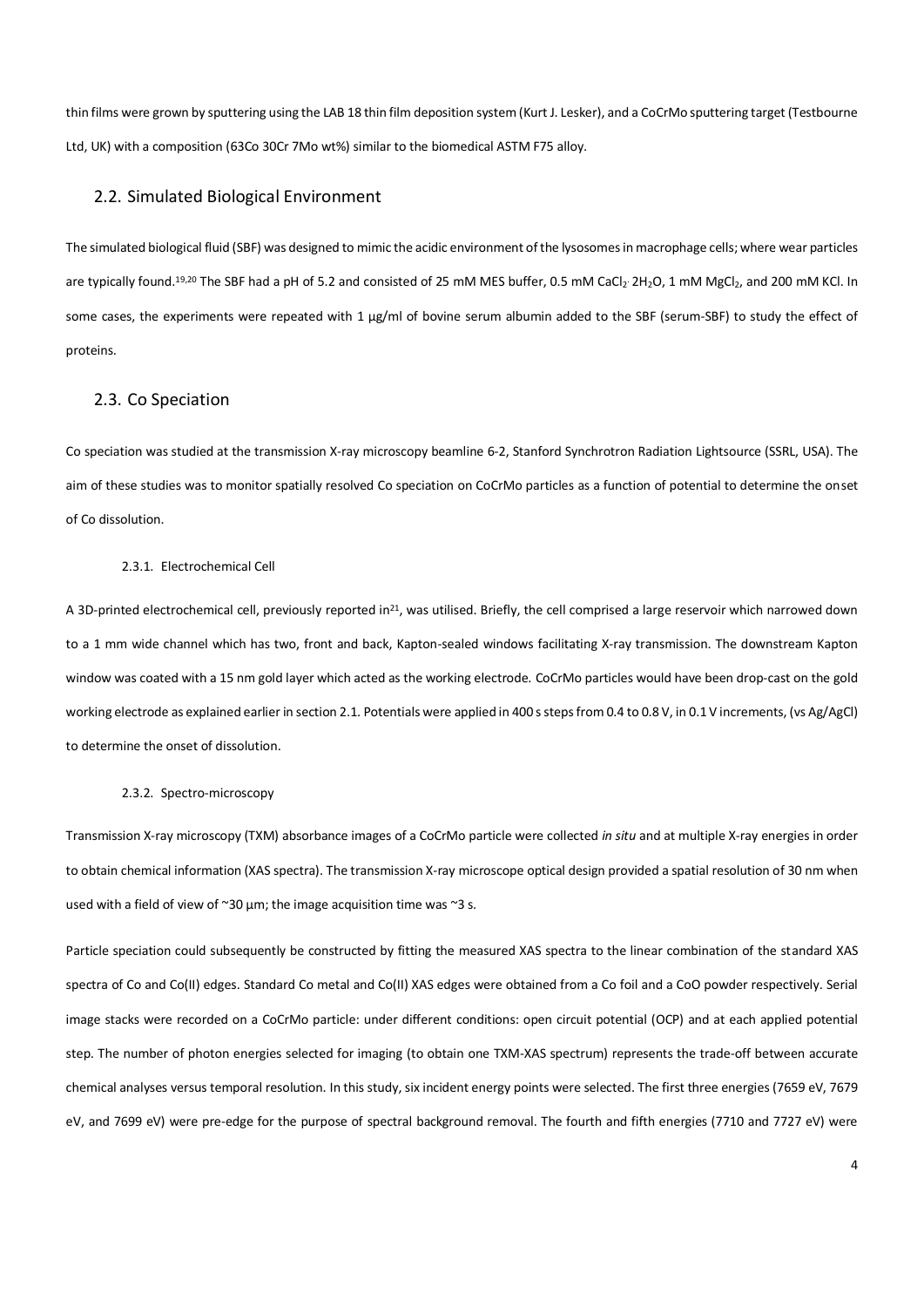thin films were grown by sputtering using the LAB 18 thin film deposition system (Kurt J. Lesker), and a CoCrMo sputtering target (Testbourne Ltd, UK) with a composition (63Co 30Cr 7Mo wt%) similar to the biomedical ASTM F75 alloy.

## 2.2. Simulated Biological Environment

The simulated biological fluid (SBF) was designed to mimic the acidic environment of the lysosomes in macrophage cells; where wear particles are typically found.[19,20] The SBF had a pH of 5.2 and consisted of 25 mM MES buffer, 0.5 mM $CaCl_2 \cdot 2H_2O$, 1 mM $MgCl_2$, and 200 mM KCl. In some cases, the experiments were repeated with 1 µg/ml of bovine serum albumin added to the SBF (serum-SBF) to study the effect of proteins.

## 2.3. Co Speciation

Co speciation was studied at the transmission X-ray microscopy beamline 6-2, Stanford Synchrotron Radiation Lightsource (SSRL, USA). The aim of these studies was to monitor spatially resolved Co speciation on CoCrMo particles as a function of potential to determine the onset of Co dissolution.

### 2.3.1. Electrochemical Cell

A 3D-printed electrochemical cell, previously reported in[21], was utilised. Briefly, the cell comprised a large reservoir which narrowed down to a 1 mm wide channel which has two, front and back, Kapton-sealed windows facilitating X-ray transmission. The downstream Kapton window was coated with a 15 nm gold layer which acted as the working electrode. CoCrMo particles would have been drop-cast on the gold working electrode as explained earlier in section 2.1. Potentials were applied in 400 s steps from 0.4 to 0.8 V, in 0.1 V increments, (vs Ag/AgCl) to determine the onset of dissolution.

### 2.3.2. Spectro-microscopy

Transmission X-ray microscopy (TXM) absorbance images of a CoCrMo particle were collected *in situ* and at multiple X-ray energies in order to obtain chemical information (XAS spectra). The transmission X-ray microscope optical design provided a spatial resolution of 30 nm when used with a field of view of ~30 µm; the image acquisition time was ~3 s.

Particle speciation could subsequently be constructed by fitting the measured XAS spectra to the linear combination of the standard XAS spectra of Co and Co(II) edges. Standard Co metal and Co(II) XAS edges were obtained from a Co foil and a CoO powder respectively. Serial image stacks were recorded on a CoCrMo particle: under different conditions: open circuit potential (OCP) and at each applied potential step. The number of photon energies selected for imaging (to obtain one TXM-XAS spectrum) represents the trade-off between accurate chemical analyses versus temporal resolution. In this study, six incident energy points were selected. The first three energies (7659 eV, 7679 eV, and 7699 eV) were pre-edge for the purpose of spectral background removal. The fourth and fifth energies (7710 and 7727 eV) were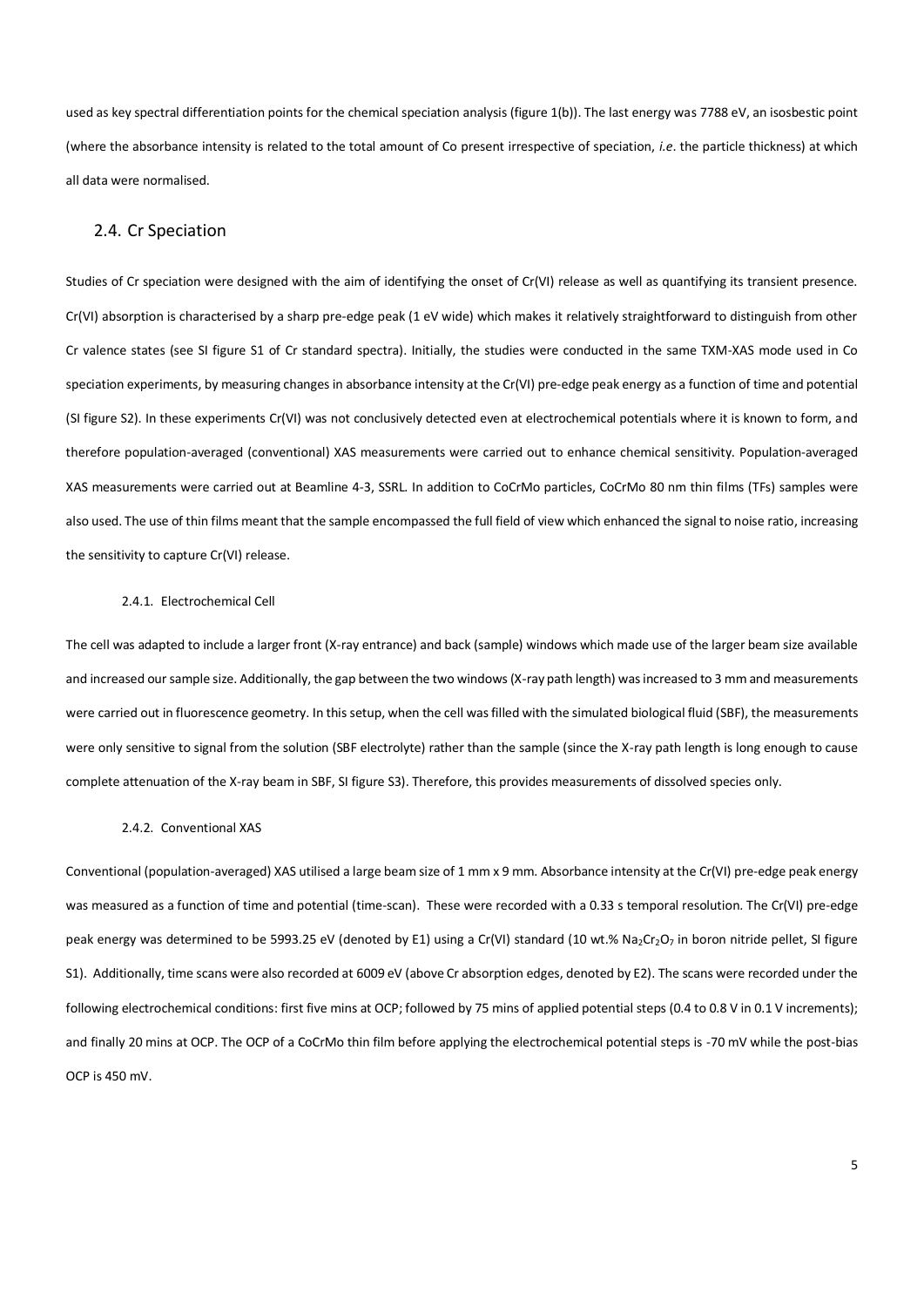used as key spectral differentiation points for the chemical speciation analysis (figure 1(b)). The last energy was 7788 eV, an isosbestic point (where the absorbance intensity is related to the total amount of Co present irrespective of speciation, *i.e*. the particle thickness) at which all data were normalised.

## 2.4. Cr Speciation

Studies of Cr speciation were designed with the aim of identifying the onset of Cr(VI) release as well as quantifying its transient presence. Cr(VI) absorption is characterised by a sharp pre-edge peak (1 eV wide) which makes it relatively straightforward to distinguish from other Cr valence states (see SI figure S1 of Cr standard spectra). Initially, the studies were conducted in the same TXM-XAS mode used in Co speciation experiments, by measuring changes in absorbance intensity at the Cr(VI) pre-edge peak energy as a function of time and potential (SI figure S2). In these experiments Cr(VI) was not conclusively detected even at electrochemical potentials where it is known to form, and therefore population-averaged (conventional) XAS measurements were carried out to enhance chemical sensitivity. Population-averaged XAS measurements were carried out at Beamline 4-3, SSRL. In addition to CoCrMo particles, CoCrMo 80 nm thin films (TFs) samples were also used. The use of thin films meant that the sample encompassed the full field of view which enhanced the signal to noise ratio, increasing the sensitivity to capture Cr(VI) release.

### 2.4.1. Electrochemical Cell

The cell was adapted to include a larger front (X-ray entrance) and back (sample) windows which made use of the larger beam size available and increased our sample size. Additionally, the gap between the two windows (X-ray path length) was increased to 3 mm and measurements were carried out in fluorescence geometry. In this setup, when the cell was filled with the simulated biological fluid (SBF), the measurements were only sensitive to signal from the solution (SBF electrolyte) rather than the sample (since the X-ray path length is long enough to cause complete attenuation of the X-ray beam in SBF, SI figure S3). Therefore, this provides measurements of dissolved species only.

### 2.4.2. Conventional XAS

Conventional (population-averaged) XAS utilised a large beam size of 1 mm x 9 mm. Absorbance intensity at the Cr(VI) pre-edge peak energy was measured as a function of time and potential (time-scan). These were recorded with a 0.33 s temporal resolution. The Cr(VI) pre-edge peak energy was determined to be 5993.25 eV (denoted by E1) using a Cr(VI) standard (10 wt.% $Na_2Cr_2O_7$ in boron nitride pellet, SI figure S1). Additionally, time scans were also recorded at 6009 eV (above Cr absorption edges, denoted by E2). The scans were recorded under the following electrochemical conditions: first five mins at OCP; followed by 75 mins of applied potential steps (0.4 to 0.8 V in 0.1 V increments); and finally 20 mins at OCP. The OCP of a CoCrMo thin film before applying the electrochemical potential steps is -70 mV while the post-bias OCP is 450 mV.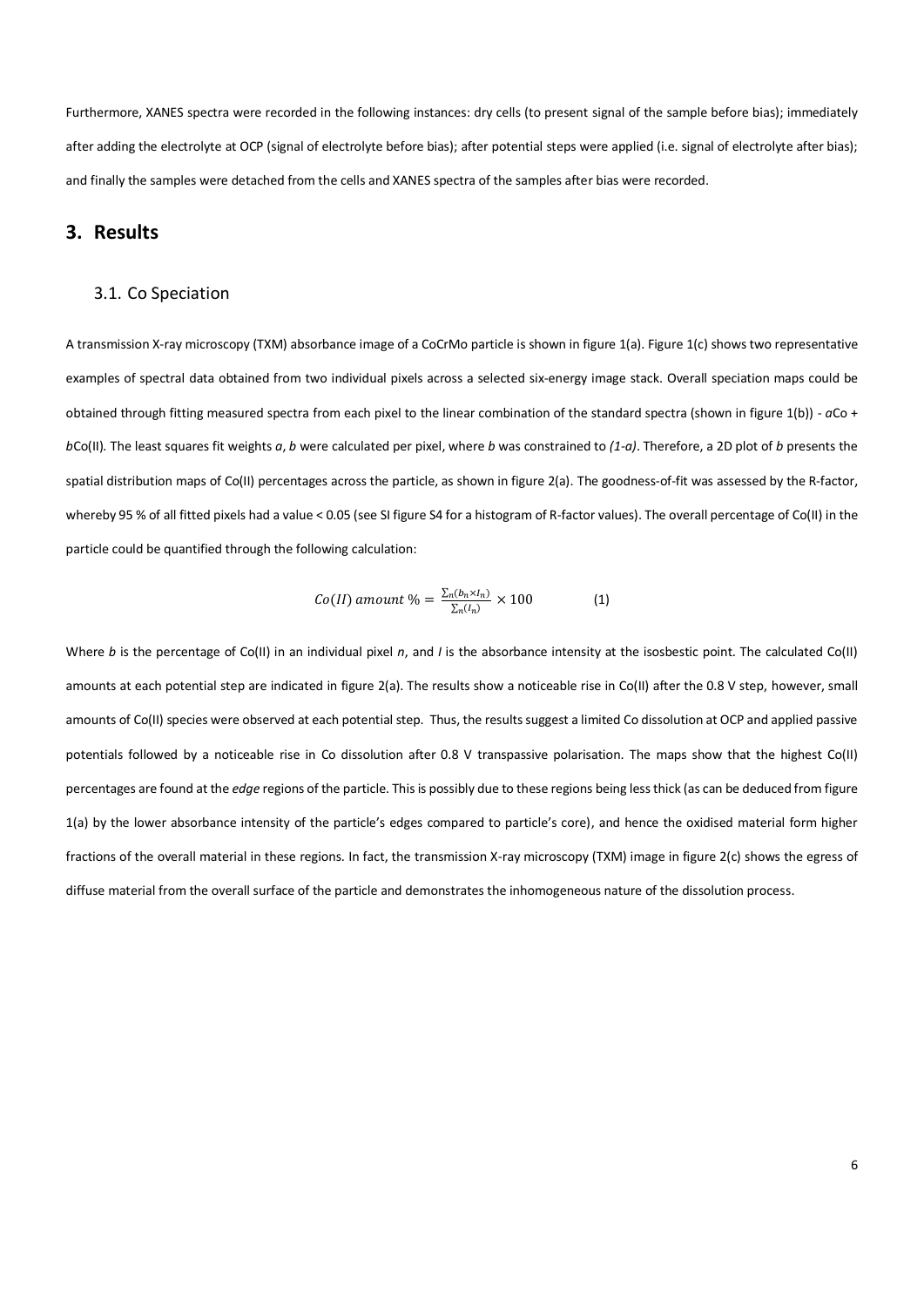Furthermore, XANES spectra were recorded in the following instances: dry cells (to present signal of the sample before bias); immediately after adding the electrolyte at OCP (signal of electrolyte before bias); after potential steps were applied (i.e. signal of electrolyte after bias); and finally the samples were detached from the cells and XANES spectra of the samples after bias were recorded.

# 3. Results

## 3.1. Co Speciation

A transmission X-ray microscopy (TXM) absorbance image of a CoCrMo particle is shown in figure 1(a). Figure 1(c) shows two representative examples of spectral data obtained from two individual pixels across a selected six-energy image stack. Overall speciation maps could be obtained through fitting measured spectra from each pixel to the linear combination of the standard spectra (shown in figure 1(b)) - *a*Co + *b*Co(II). The least squares fit weights *a*, *b* were calculated per pixel, where *b* was constrained to *(1-a)*. Therefore, a 2D plot of *b* presents the spatial distribution maps of Co(II) percentages across the particle, as shown in figure 2(a). The goodness-of-fit was assessed by the R-factor, whereby 95 % of all fitted pixels had a value < 0.05 (see SI figure S4 for a histogram of R-factor values). The overall percentage of Co(II) in the particle could be quantified through the following calculation:

$$Co(II)\ amount\ \% = \frac{\sum_n (b_n \times I_n)}{\sum_n (I_n)} \times 100 \qquad (1)$$

Where *b* is the percentage of Co(II) in an individual pixel *n*, and *I* is the absorbance intensity at the isosbestic point. The calculated Co(II) amounts at each potential step are indicated in figure 2(a). The results show a noticeable rise in Co(II) after the 0.8 V step, however, small amounts of Co(II) species were observed at each potential step. Thus, the results suggest a limited Co dissolution at OCP and applied passive potentials followed by a noticeable rise in Co dissolution after 0.8 V transpassive polarisation. The maps show that the highest Co(II) percentages are found at the *edge* regions of the particle. This is possibly due to these regions being less thick (as can be deduced from figure 1(a) by the lower absorbance intensity of the particle's edges compared to particle's core), and hence the oxidised material form higher fractions of the overall material in these regions. In fact, the transmission X-ray microscopy (TXM) image in figure 2(c) shows the egress of diffuse material from the overall surface of the particle and demonstrates the inhomogeneous nature of the dissolution process.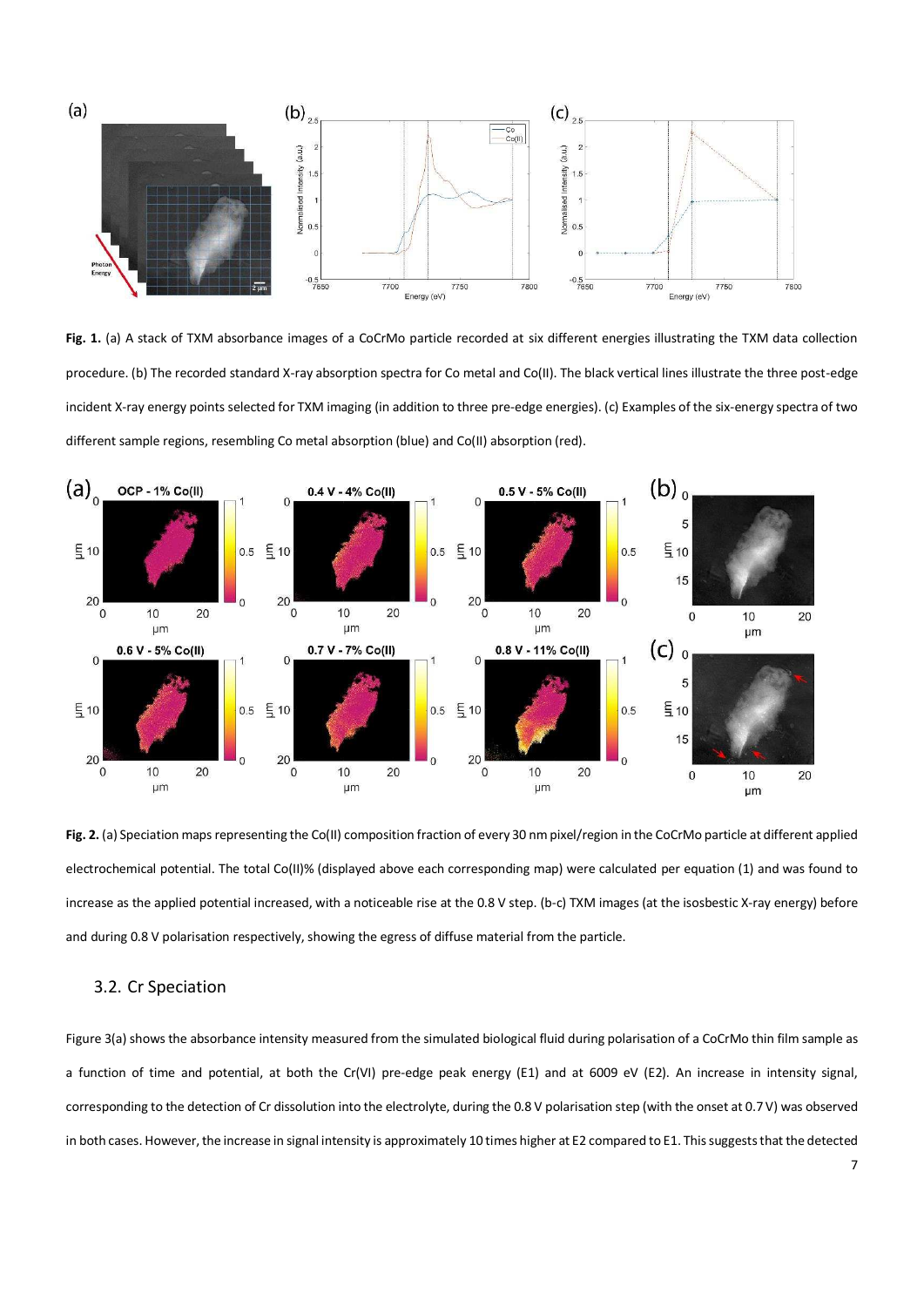**Fig. 1.** (a) A stack of TXM absorbance images of a CoCrMo particle recorded at six different energies illustrating the TXM data collection procedure. (b) The recorded standard X-ray absorption spectra for Co metal and Co(II). The black vertical lines illustrate the three post-edge incident X-ray energy points selected for TXM imaging (in addition to three pre-edge energies). (c) Examples of the six-energy spectra of two different sample regions, resembling Co metal absorption (blue) and Co(II) absorption (red).

**Fig. 2.** (a) Speciation maps representing the Co(II) composition fraction of every 30 nm pixel/region in the CoCrMo particle at different applied electrochemical potential. The total Co(II)% (displayed above each corresponding map) were calculated per equation (1) and was found to increase as the applied potential increased, with a noticeable rise at the 0.8 V step. (b-c) TXM images (at the isosbestic X-ray energy) before and during 0.8 V polarisation respectively, showing the egress of diffuse material from the particle.

## 3.2. Cr Speciation

Figure 3(a) shows the absorbance intensity measured from the simulated biological fluid during polarisation of a CoCrMo thin film sample as a function of time and potential, at both the Cr(VI) pre-edge peak energy (E1) and at 6009 eV (E2). An increase in intensity signal, corresponding to the detection of Cr dissolution into the electrolyte, during the 0.8 V polarisation step (with the onset at 0.7 V) was observed in both cases. However, the increase in signal intensity is approximately 10 times higher at E2 compared to E1. This suggests that the detected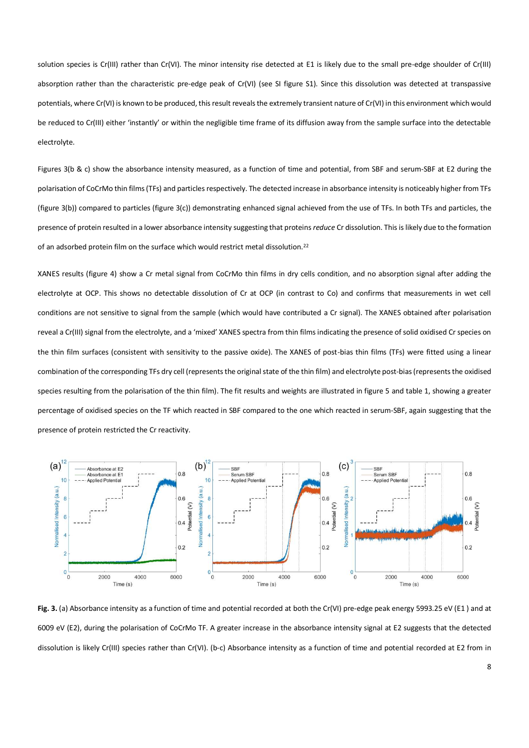solution species is Cr(III) rather than Cr(VI). The minor intensity rise detected at E1 is likely due to the small pre-edge shoulder of Cr(III) absorption rather than the characteristic pre-edge peak of Cr(VI) (see SI figure S1). Since this dissolution was detected at transpassive potentials, where Cr(VI) is known to be produced, this result reveals the extremely transient nature of Cr(VI) in this environment which would be reduced to Cr(III) either 'instantly' or within the negligible time frame of its diffusion away from the sample surface into the detectable electrolyte.

Figures 3(b & c) show the absorbance intensity measured, as a function of time and potential, from SBF and serum-SBF at E2 during the polarisation of CoCrMo thin films (TFs) and particles respectively. The detected increase in absorbance intensity is noticeably higher from TFs (figure 3(b)) compared to particles (figure 3(c)) demonstrating enhanced signal achieved from the use of TFs. In both TFs and particles, the presence of protein resulted in a lower absorbance intensity suggesting that proteins *reduce* Cr dissolution. This is likely due to the formation of an adsorbed protein film on the surface which would restrict metal dissolution.[22]

XANES results (figure 4) show a Cr metal signal from CoCrMo thin films in dry cells condition, and no absorption signal after adding the electrolyte at OCP. This shows no detectable dissolution of Cr at OCP (in contrast to Co) and confirms that measurements in wet cell conditions are not sensitive to signal from the sample (which would have contributed a Cr signal). The XANES obtained after polarisation reveal a Cr(III) signal from the electrolyte, and a 'mixed' XANES spectra from thin films indicating the presence of solid oxidised Cr species on the thin film surfaces (consistent with sensitivity to the passive oxide). The XANES of post-bias thin films (TFs) were fitted using a linear combination of the corresponding TFs dry cell (represents the original state of the thin film) and electrolyte post-bias (represents the oxidised species resulting from the polarisation of the thin film). The fit results and weights are illustrated in figure 5 and table 1, showing a greater percentage of oxidised species on the TF which reacted in SBF compared to the one which reacted in serum-SBF, again suggesting that the presence of protein restricted the Cr reactivity.

**Fig. 3.** (a) Absorbance intensity as a function of time and potential recorded at both the Cr(VI) pre-edge peak energy 5993.25 eV (E1 ) and at 6009 eV (E2), during the polarisation of CoCrMo TF. A greater increase in the absorbance intensity signal at E2 suggests that the detected dissolution is likely Cr(III) species rather than Cr(VI). (b-c) Absorbance intensity as a function of time and potential recorded at E2 from in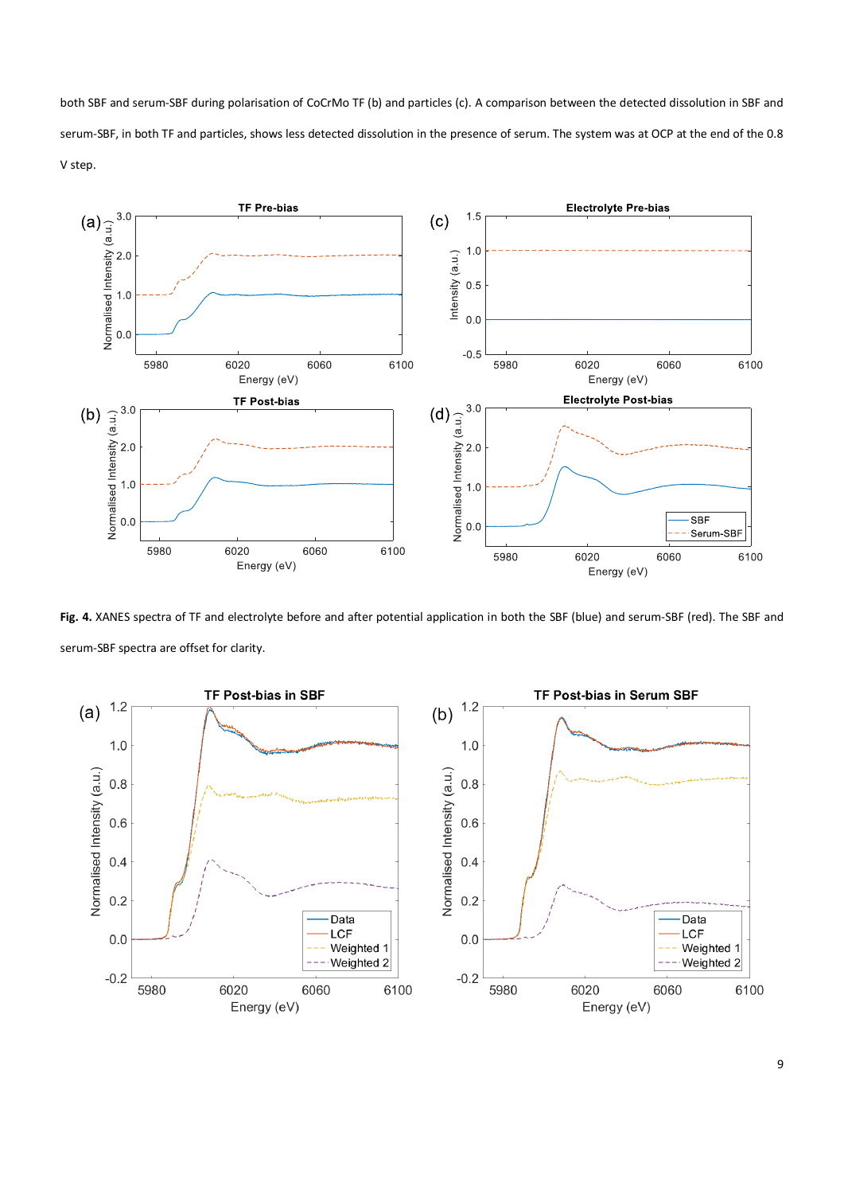both SBF and serum-SBF during polarisation of CoCrMo TF (b) and particles (c). A comparison between the detected dissolution in SBF and serum-SBF, in both TF and particles, shows less detected dissolution in the presence of serum. The system was at OCP at the end of the 0.8 V step.

**Fig. 4.** XANES spectra of TF and electrolyte before and after potential application in both the SBF (blue) and serum-SBF (red). The SBF and serum-SBF spectra are offset for clarity.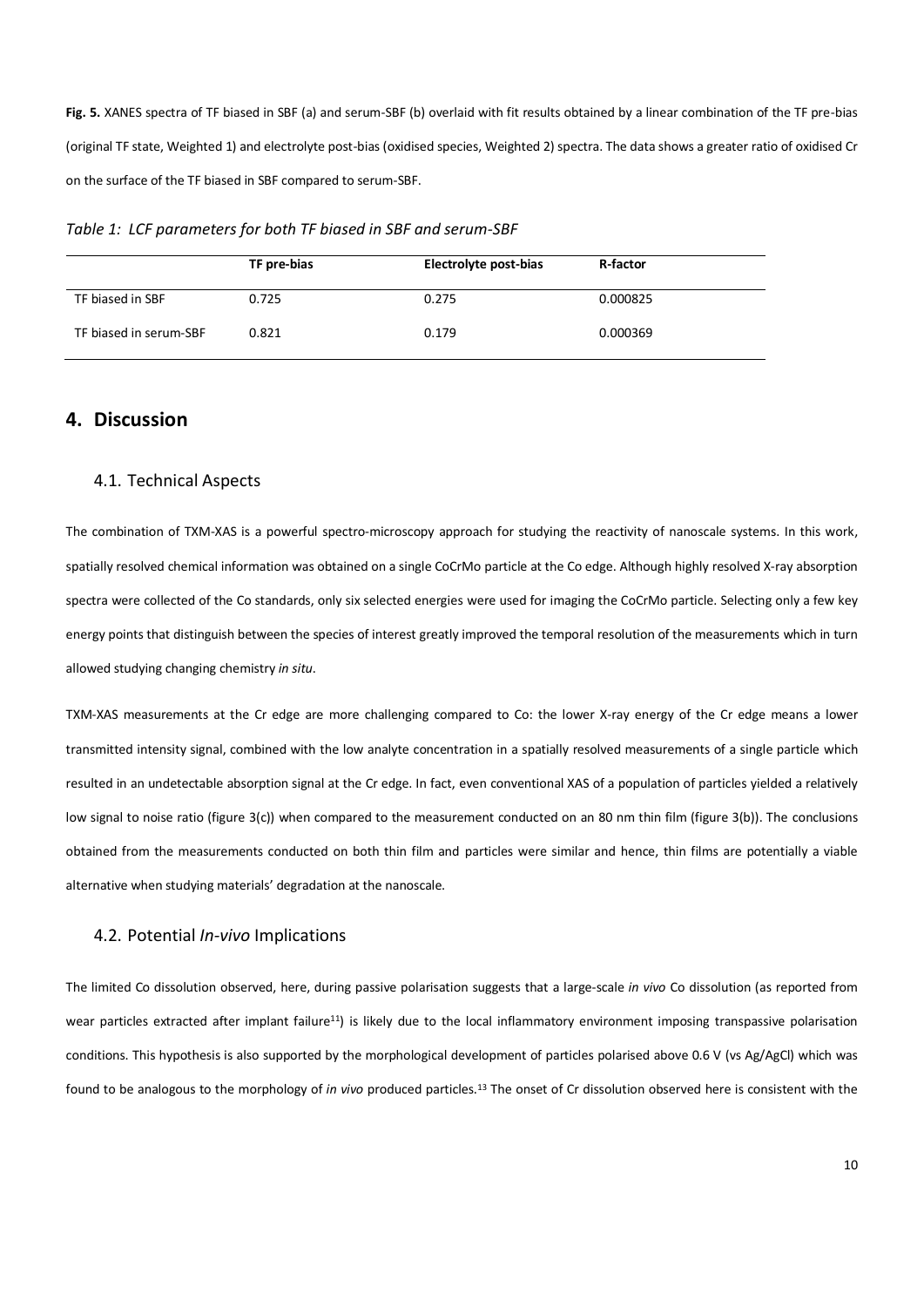**Fig. 5.** XANES spectra of TF biased in SBF (a) and serum-SBF (b) overlaid with fit results obtained by a linear combination of the TF pre-bias (original TF state, Weighted 1) and electrolyte post-bias (oxidised species, Weighted 2) spectra. The data shows a greater ratio of oxidised Cr on the surface of the TF biased in SBF compared to serum-SBF.

*Table 1: LCF parameters for both TF biased in SBF and serum-SBF*

| | TF pre-bias | Electrolyte post-bias | R-factor |
|---|---|---|---|
| TF biased in SBF | 0.725 | 0.275 | 0.000825 |
| TF biased in serum-SBF | 0.821 | 0.179 | 0.000369 |

# 4. Discussion

## 4.1. Technical Aspects

The combination of TXM-XAS is a powerful spectro-microscopy approach for studying the reactivity of nanoscale systems. In this work, spatially resolved chemical information was obtained on a single CoCrMo particle at the Co edge. Although highly resolved X-ray absorption spectra were collected of the Co standards, only six selected energies were used for imaging the CoCrMo particle. Selecting only a few key energy points that distinguish between the species of interest greatly improved the temporal resolution of the measurements which in turn allowed studying changing chemistry *in situ*.

TXM-XAS measurements at the Cr edge are more challenging compared to Co: the lower X-ray energy of the Cr edge means a lower transmitted intensity signal, combined with the low analyte concentration in a spatially resolved measurements of a single particle which resulted in an undetectable absorption signal at the Cr edge. In fact, even conventional XAS of a population of particles yielded a relatively low signal to noise ratio (figure 3(c)) when compared to the measurement conducted on an 80 nm thin film (figure 3(b)). The conclusions obtained from the measurements conducted on both thin film and particles were similar and hence, thin films are potentially a viable alternative when studying materials' degradation at the nanoscale.

## 4.2. Potential *In-vivo* Implications

The limited Co dissolution observed, here, during passive polarisation suggests that a large-scale *in vivo* Co dissolution (as reported from wear particles extracted after implant failure[11]) is likely due to the local inflammatory environment imposing transpassive polarisation conditions. This hypothesis is also supported by the morphological development of particles polarised above 0.6 V (vs Ag/AgCl) which was found to be analogous to the morphology of *in vivo* produced particles.[13] The onset of Cr dissolution observed here is consistent with the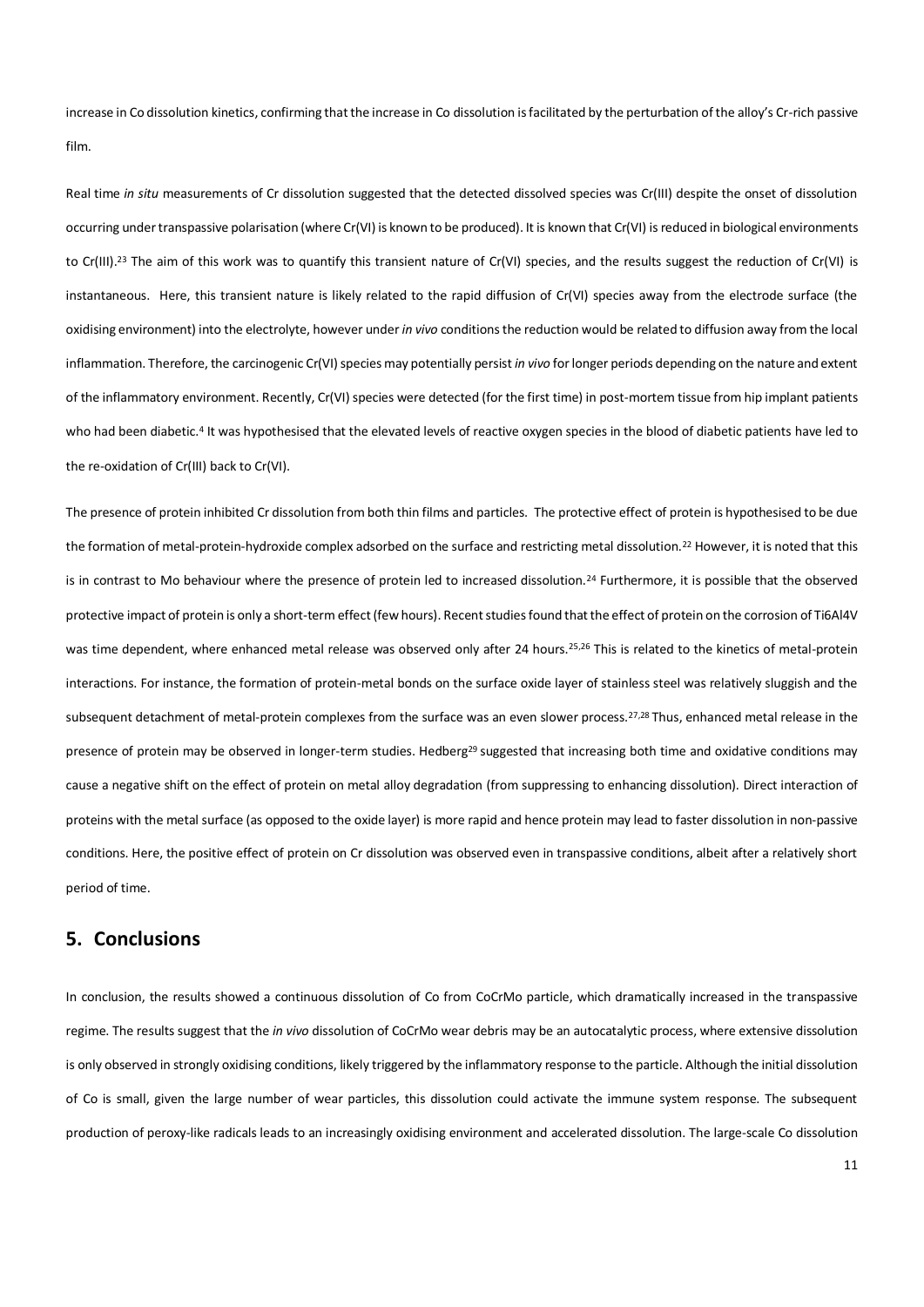increase in Co dissolution kinetics, confirming that the increase in Co dissolution is facilitated by the perturbation of the alloy's Cr-rich passive film.

Real time *in situ* measurements of Cr dissolution suggested that the detected dissolved species was Cr(III) despite the onset of dissolution occurring under transpassive polarisation (where Cr(VI) is known to be produced). It is known that Cr(VI) is reduced in biological environments to Cr(III).[23] The aim of this work was to quantify this transient nature of Cr(VI) species, and the results suggest the reduction of Cr(VI) is instantaneous. Here, this transient nature is likely related to the rapid diffusion of Cr(VI) species away from the electrode surface (the oxidising environment) into the electrolyte, however under *in vivo* conditions the reduction would be related to diffusion away from the local inflammation. Therefore, the carcinogenic Cr(VI) species may potentially persist *in vivo* for longer periods depending on the nature and extent of the inflammatory environment. Recently, Cr(VI) species were detected (for the first time) in post-mortem tissue from hip implant patients who had been diabetic.[4] It was hypothesised that the elevated levels of reactive oxygen species in the blood of diabetic patients have led to the re-oxidation of Cr(III) back to Cr(VI).

The presence of protein inhibited Cr dissolution from both thin films and particles. The protective effect of protein is hypothesised to be due the formation of metal-protein-hydroxide complex adsorbed on the surface and restricting metal dissolution.[22] However, it is noted that this is in contrast to Mo behaviour where the presence of protein led to increased dissolution.[24] Furthermore, it is possible that the observed protective impact of protein is only a short-term effect (few hours). Recent studies found that the effect of protein on the corrosion of Ti6Al4V was time dependent, where enhanced metal release was observed only after 24 hours.[25,26] This is related to the kinetics of metal-protein interactions. For instance, the formation of protein-metal bonds on the surface oxide layer of stainless steel was relatively sluggish and the subsequent detachment of metal-protein complexes from the surface was an even slower process.[27,28] Thus, enhanced metal release in the presence of protein may be observed in longer-term studies. Hedberg[29] suggested that increasing both time and oxidative conditions may cause a negative shift on the effect of protein on metal alloy degradation (from suppressing to enhancing dissolution). Direct interaction of proteins with the metal surface (as opposed to the oxide layer) is more rapid and hence protein may lead to faster dissolution in non-passive conditions. Here, the positive effect of protein on Cr dissolution was observed even in transpassive conditions, albeit after a relatively short period of time.

## 5. Conclusions

In conclusion, the results showed a continuous dissolution of Co from CoCrMo particle, which dramatically increased in the transpassive regime. The results suggest that the *in vivo* dissolution of CoCrMo wear debris may be an autocatalytic process, where extensive dissolution is only observed in strongly oxidising conditions, likely triggered by the inflammatory response to the particle. Although the initial dissolution of Co is small, given the large number of wear particles, this dissolution could activate the immune system response. The subsequent production of peroxy-like radicals leads to an increasingly oxidising environment and accelerated dissolution. The large-scale Co dissolution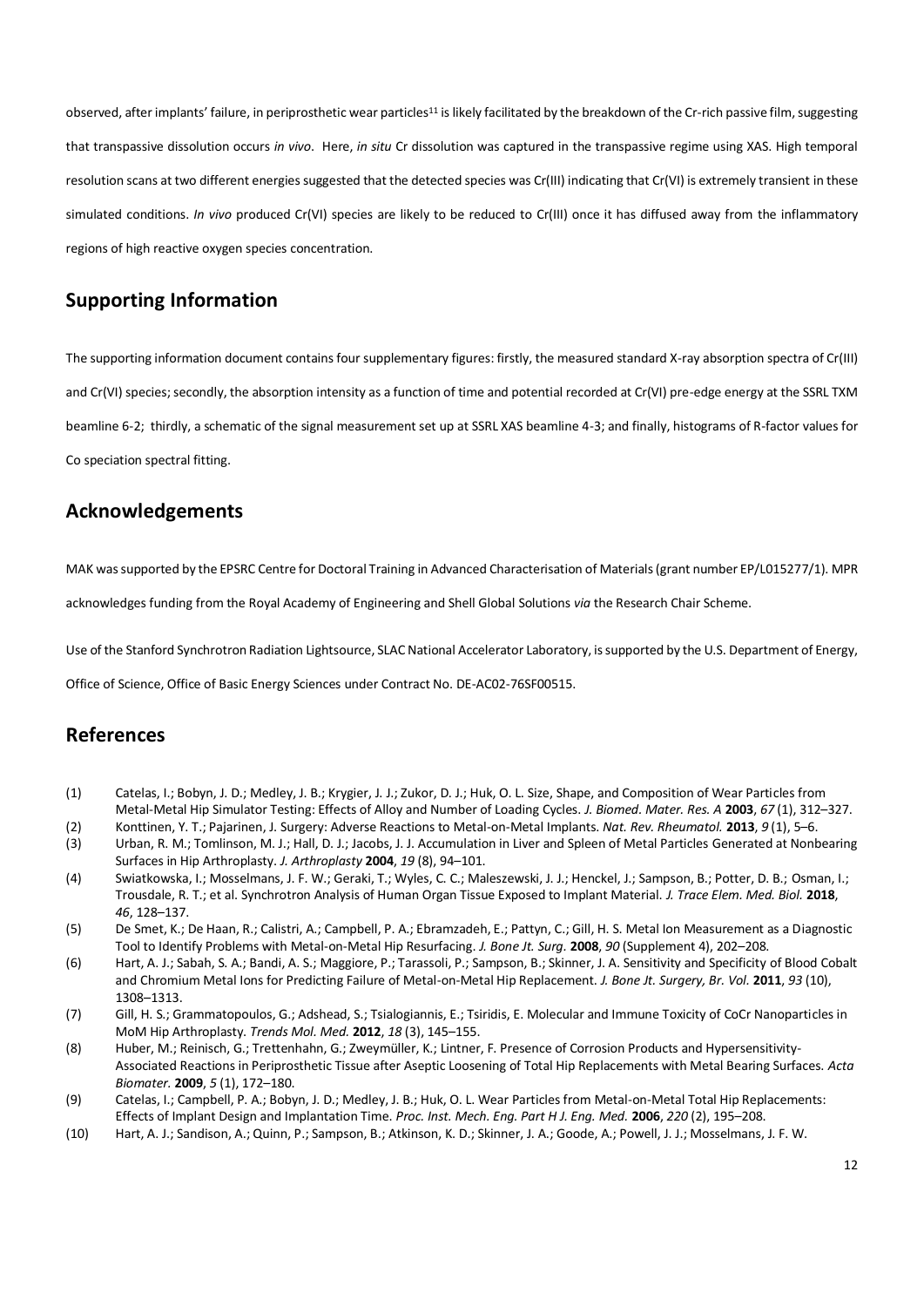observed, after implants' failure, in periprosthetic wear particles[11] is likely facilitated by the breakdown of the Cr-rich passive film, suggesting that transpassive dissolution occurs *in vivo*. Here, *in situ* Cr dissolution was captured in the transpassive regime using XAS. High temporal resolution scans at two different energies suggested that the detected species was Cr(III) indicating that Cr(VI) is extremely transient in these simulated conditions. *In vivo* produced Cr(VI) species are likely to be reduced to Cr(III) once it has diffused away from the inflammatory regions of high reactive oxygen species concentration.

## Supporting Information

The supporting information document contains four supplementary figures: firstly, the measured standard X-ray absorption spectra of Cr(III) and Cr(VI) species; secondly, the absorption intensity as a function of time and potential recorded at Cr(VI) pre-edge energy at the SSRL TXM beamline 6-2; thirdly, a schematic of the signal measurement set up at SSRL XAS beamline 4-3; and finally, histograms of R-factor values for Co speciation spectral fitting.

## Acknowledgements

MAK was supported by the EPSRC Centre for Doctoral Training in Advanced Characterisation of Materials (grant number EP/L015277/1). MPR acknowledges funding from the Royal Academy of Engineering and Shell Global Solutions *via* the Research Chair Scheme.

Use of the Stanford Synchrotron Radiation Lightsource, SLAC National Accelerator Laboratory, is supported by the U.S. Department of Energy, Office of Science, Office of Basic Energy Sciences under Contract No. DE-AC02-76SF00515.

## References

(1) Catelas, I.; Bobyn, J. D.; Medley, J. B.; Krygier, J. J.; Zukor, D. J.; Huk, O. L. Size, Shape, and Composition of Wear Particles from Metal-Metal Hip Simulator Testing: Effects of Alloy and Number of Loading Cycles. *J. Biomed. Mater. Res. A* **2003**, *67* (1), 312–327.

(2) Konttinen, Y. T.; Pajarinen, J. Surgery: Adverse Reactions to Metal-on-Metal Implants. *Nat. Rev. Rheumatol.* **2013**, *9* (1), 5–6.

(3) Urban, R. M.; Tomlinson, M. J.; Hall, D. J.; Jacobs, J. J. Accumulation in Liver and Spleen of Metal Particles Generated at Nonbearing Surfaces in Hip Arthroplasty. *J. Arthroplasty* **2004**, *19* (8), 94–101.

(4) Swiatkowska, I.; Mosselmans, J. F. W.; Geraki, T.; Wyles, C. C.; Maleszewski, J. J.; Henckel, J.; Sampson, B.; Potter, D. B.; Osman, I.; Trousdale, R. T.; et al. Synchrotron Analysis of Human Organ Tissue Exposed to Implant Material. *J. Trace Elem. Med. Biol.* **2018**, *46*, 128–137.

(5) De Smet, K.; De Haan, R.; Calistri, A.; Campbell, P. A.; Ebramzadeh, E.; Pattyn, C.; Gill, H. S. Metal Ion Measurement as a Diagnostic Tool to Identify Problems with Metal-on-Metal Hip Resurfacing. *J. Bone Jt. Surg.* **2008**, *90* (Supplement 4), 202–208.

(6) Hart, A. J.; Sabah, S. A.; Bandi, A. S.; Maggiore, P.; Tarassoli, P.; Sampson, B.; Skinner, J. A. Sensitivity and Specificity of Blood Cobalt and Chromium Metal Ions for Predicting Failure of Metal-on-Metal Hip Replacement. *J. Bone Jt. Surgery, Br. Vol.* **2011**, *93* (10), 1308–1313.

(7) Gill, H. S.; Grammatopoulos, G.; Adshead, S.; Tsialogiannis, E.; Tsiridis, E. Molecular and Immune Toxicity of CoCr Nanoparticles in MoM Hip Arthroplasty. *Trends Mol. Med.* **2012**, *18* (3), 145–155.

(8) Huber, M.; Reinisch, G.; Trettenhahn, G.; Zweymüller, K.; Lintner, F. Presence of Corrosion Products and Hypersensitivity-Associated Reactions in Periprosthetic Tissue after Aseptic Loosening of Total Hip Replacements with Metal Bearing Surfaces. *Acta Biomater.* **2009**, *5* (1), 172–180.

(9) Catelas, I.; Campbell, P. A.; Bobyn, J. D.; Medley, J. B.; Huk, O. L. Wear Particles from Metal-on-Metal Total Hip Replacements: Effects of Implant Design and Implantation Time. *Proc. Inst. Mech. Eng. Part H J. Eng. Med.* **2006**, *220* (2), 195–208.

(10) Hart, A. J.; Sandison, A.; Quinn, P.; Sampson, B.; Atkinson, K. D.; Skinner, J. A.; Goode, A.; Powell, J. J.; Mosselmans, J. F. W.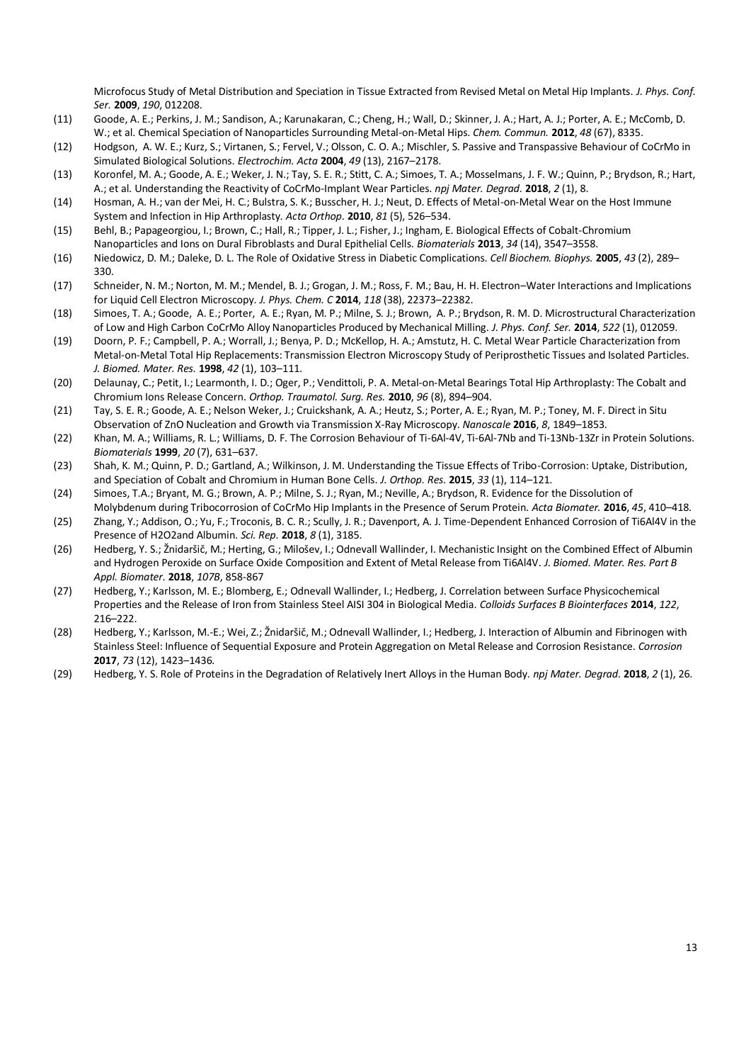Microfocus Study of Metal Distribution and Speciation in Tissue Extracted from Revised Metal on Metal Hip Implants. *J. Phys. Conf. Ser.* **2009**, *190*, 012208.

(11) Goode, A. E.; Perkins, J. M.; Sandison, A.; Karunakaran, C.; Cheng, H.; Wall, D.; Skinner, J. A.; Hart, A. J.; Porter, A. E.; McComb, D. W.; et al. Chemical Speciation of Nanoparticles Surrounding Metal-on-Metal Hips. *Chem. Commun.* **2012**, *48* (67), 8335.

(12) Hodgson, A. W. E.; Kurz, S.; Virtanen, S.; Fervel, V.; Olsson, C. O. A.; Mischler, S. Passive and Transpassive Behaviour of CoCrMo in Simulated Biological Solutions. *Electrochim. Acta* **2004**, *49* (13), 2167–2178.

(13) Koronfel, M. A.; Goode, A. E.; Weker, J. N.; Tay, S. E. R.; Stitt, C. A.; Simoes, T. A.; Mosselmans, J. F. W.; Quinn, P.; Brydson, R.; Hart, A.; et al. Understanding the Reactivity of CoCrMo-Implant Wear Particles. *npj Mater. Degrad.* **2018**, *2* (1), 8.

(14) Hosman, A. H.; van der Mei, H. C.; Bulstra, S. K.; Busscher, H. J.; Neut, D. Effects of Metal-on-Metal Wear on the Host Immune System and Infection in Hip Arthroplasty. *Acta Orthop.* **2010**, *81* (5), 526–534.

(15) Behl, B.; Papageorgiou, I.; Brown, C.; Hall, R.; Tipper, J. L.; Fisher, J.; Ingham, E. Biological Effects of Cobalt-Chromium Nanoparticles and Ions on Dural Fibroblasts and Dural Epithelial Cells. *Biomaterials* **2013**, *34* (14), 3547–3558.

(16) Niedowicz, D. M.; Daleke, D. L. The Role of Oxidative Stress in Diabetic Complications. *Cell Biochem. Biophys.* **2005**, *43* (2), 289–330.

(17) Schneider, N. M.; Norton, M. M.; Mendel, B. J.; Grogan, J. M.; Ross, F. M.; Bau, H. H. Electron–Water Interactions and Implications for Liquid Cell Electron Microscopy. *J. Phys. Chem. C* **2014**, *118* (38), 22373–22382.

(18) Simoes, T. A.; Goode, A. E.; Porter, A. E.; Ryan, M. P.; Milne, S. J.; Brown, A. P.; Brydson, R. M. D. Microstructural Characterization of Low and High Carbon CoCrMo Alloy Nanoparticles Produced by Mechanical Milling. *J. Phys. Conf. Ser.* **2014**, *522* (1), 012059.

(19) Doorn, P. F.; Campbell, P. A.; Worrall, J.; Benya, P. D.; McKellop, H. A.; Amstutz, H. C. Metal Wear Particle Characterization from Metal-on-Metal Total Hip Replacements: Transmission Electron Microscopy Study of Periprosthetic Tissues and Isolated Particles. *J. Biomed. Mater. Res.* **1998**, *42* (1), 103–111.

(20) Delaunay, C.; Petit, I.; Learmonth, I. D.; Oger, P.; Vendittoli, P. A. Metal-on-Metal Bearings Total Hip Arthroplasty: The Cobalt and Chromium Ions Release Concern. *Orthop. Traumatol. Surg. Res.* **2010**, *96* (8), 894–904.

(21) Tay, S. E. R.; Goode, A. E.; Nelson Weker, J.; Cruickshank, A. A.; Heutz, S.; Porter, A. E.; Ryan, M. P.; Toney, M. F. Direct in Situ Observation of ZnO Nucleation and Growth via Transmission X-Ray Microscopy. *Nanoscale* **2016**, *8*, 1849–1853.

(22) Khan, M. A.; Williams, R. L.; Williams, D. F. The Corrosion Behaviour of Ti-6Al-4V, Ti-6Al-7Nb and Ti-13Nb-13Zr in Protein Solutions. *Biomaterials* **1999**, *20* (7), 631–637.

(23) Shah, K. M.; Quinn, P. D.; Gartland, A.; Wilkinson, J. M. Understanding the Tissue Effects of Tribo-Corrosion: Uptake, Distribution, and Speciation of Cobalt and Chromium in Human Bone Cells. *J. Orthop. Res.* **2015**, *33* (1), 114–121.

(24) Simoes, T.A.; Bryant, M. G.; Brown, A. P.; Milne, S. J.; Ryan, M.; Neville, A.; Brydson, R. Evidence for the Dissolution of Molybdenum during Tribocorrosion of CoCrMo Hip Implants in the Presence of Serum Protein. *Acta Biomater.* **2016**, *45*, 410–418.

(25) Zhang, Y.; Addison, O.; Yu, F.; Troconis, B. C. R.; Scully, J. R.; Davenport, A. J. Time-Dependent Enhanced Corrosion of Ti6Al4V in the Presence of H2O2and Albumin. *Sci. Rep.* **2018**, *8* (1), 3185.

(26) Hedberg, Y. S.; Žnidaršič, M.; Herting, G.; Milošev, I.; Odnevall Wallinder, I. Mechanistic Insight on the Combined Effect of Albumin and Hydrogen Peroxide on Surface Oxide Composition and Extent of Metal Release from Ti6Al4V. *J. Biomed. Mater. Res. Part B Appl. Biomater.* **2018**, *107B*, 858-867

(27) Hedberg, Y.; Karlsson, M. E.; Blomberg, E.; Odnevall Wallinder, I.; Hedberg, J. Correlation between Surface Physicochemical Properties and the Release of Iron from Stainless Steel AISI 304 in Biological Media. *Colloids Surfaces B Biointerfaces* **2014**, *122*, 216–222.

(28) Hedberg, Y.; Karlsson, M.-E.; Wei, Z.; Žnidaršič, M.; Odnevall Wallinder, I.; Hedberg, J. Interaction of Albumin and Fibrinogen with Stainless Steel: Influence of Sequential Exposure and Protein Aggregation on Metal Release and Corrosion Resistance. *Corrosion* **2017**, *73* (12), 1423–1436.

(29) Hedberg, Y. S. Role of Proteins in the Degradation of Relatively Inert Alloys in the Human Body. *npj Mater. Degrad.* **2018**, *2* (1), 26.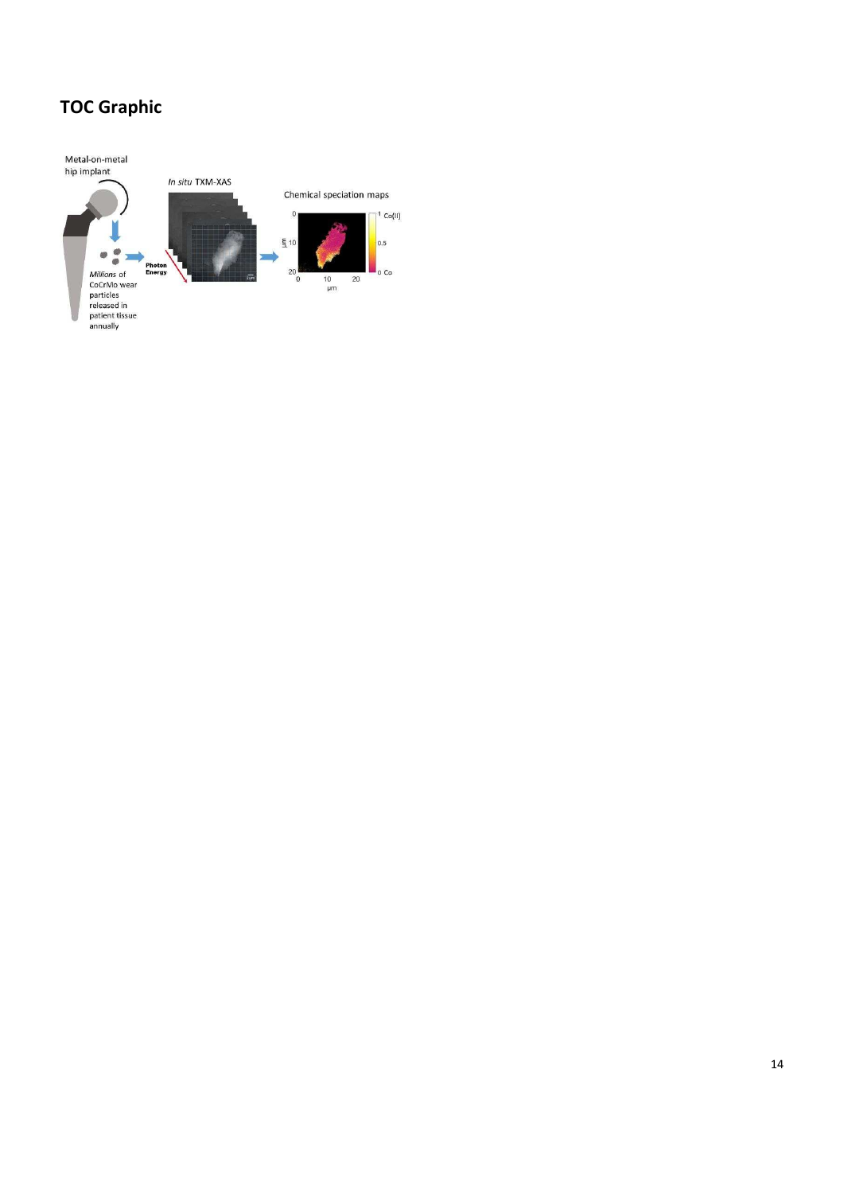## TOC Graphic

Metal-on-metal hip implant

*Millions* of CoCrMo wear particles released in patient tissue annually

Photon Energy

*In situ* TXM-XAS

Chemical speciation maps

0

µm 10

20

0 10 20

µm

1 Co(II)

0.5

0 Co